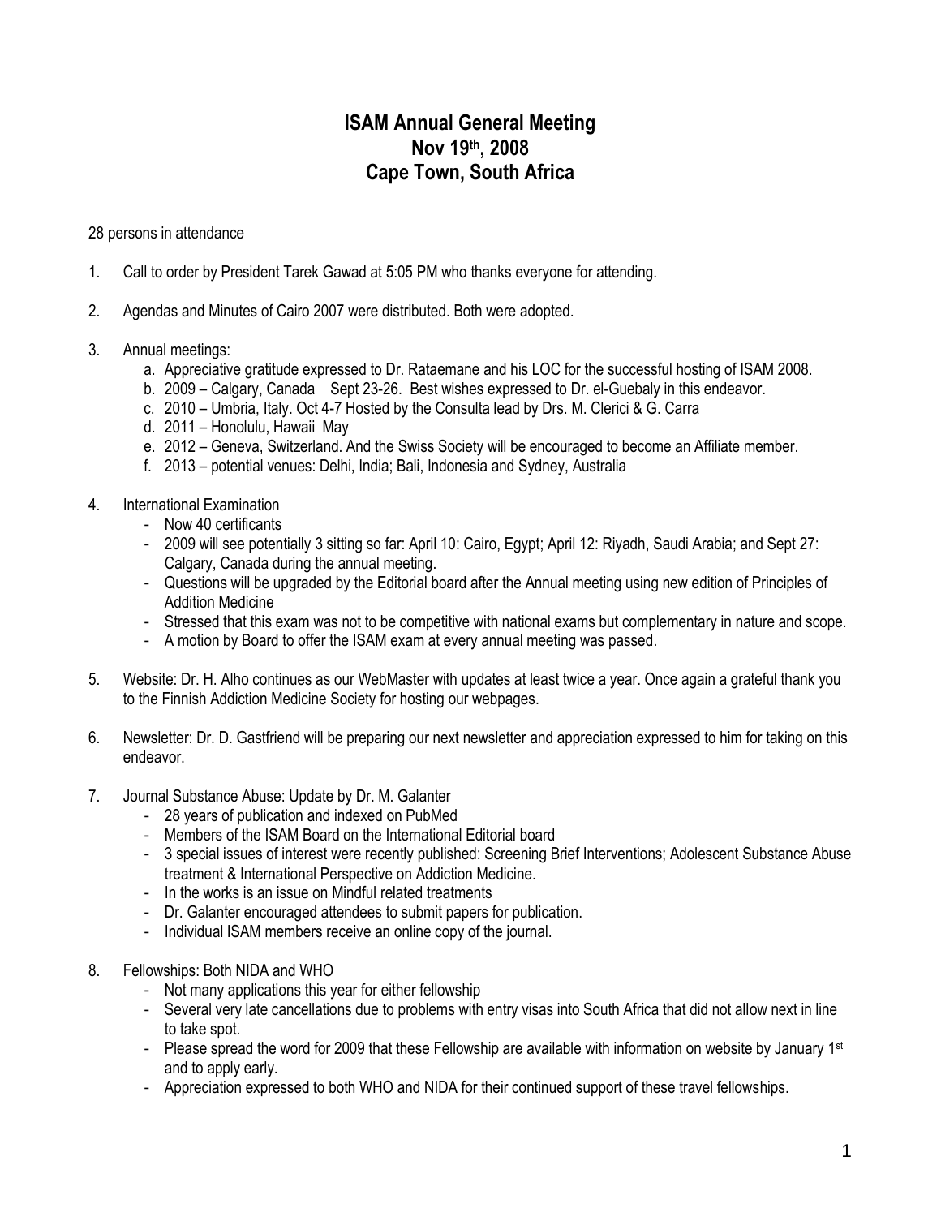# ISAM Annual General Meeting
# Nov 19th, 2008
# Cape Town, South Africa

28 persons in attendance

1. Call to order by President Tarek Gawad at 5:05 PM who thanks everyone for attending.

2. Agendas and Minutes of Cairo 2007 were distributed. Both were adopted.

3. Annual meetings:
   a. Appreciative gratitude expressed to Dr. Rataemane and his LOC for the successful hosting of ISAM 2008.
   b. 2009 – Calgary, Canada Sept 23-26. Best wishes expressed to Dr. el-Guebaly in this endeavor.
   c. 2010 – Umbria, Italy. Oct 4-7 Hosted by the Consulta lead by Drs. M. Clerici & G. Carra
   d. 2011 – Honolulu, Hawaii May
   e. 2012 – Geneva, Switzerland. And the Swiss Society will be encouraged to become an Affiliate member.
   f. 2013 – potential venues: Delhi, India; Bali, Indonesia and Sydney, Australia

4. International Examination
   - Now 40 certificants
   - 2009 will see potentially 3 sitting so far: April 10: Cairo, Egypt; April 12: Riyadh, Saudi Arabia; and Sept 27: Calgary, Canada during the annual meeting.
   - Questions will be upgraded by the Editorial board after the Annual meeting using new edition of Principles of Addition Medicine
   - Stressed that this exam was not to be competitive with national exams but complementary in nature and scope.
   - A motion by Board to offer the ISAM exam at every annual meeting was passed.

5. Website: Dr. H. Alho continues as our WebMaster with updates at least twice a year. Once again a grateful thank you to the Finnish Addiction Medicine Society for hosting our webpages.

6. Newsletter: Dr. D. Gastfriend will be preparing our next newsletter and appreciation expressed to him for taking on this endeavor.

7. Journal Substance Abuse: Update by Dr. M. Galanter
   - 28 years of publication and indexed on PubMed
   - Members of the ISAM Board on the International Editorial board
   - 3 special issues of interest were recently published: Screening Brief Interventions; Adolescent Substance Abuse treatment & International Perspective on Addiction Medicine.
   - In the works is an issue on Mindful related treatments
   - Dr. Galanter encouraged attendees to submit papers for publication.
   - Individual ISAM members receive an online copy of the journal.

8. Fellowships: Both NIDA and WHO
   - Not many applications this year for either fellowship
   - Several very late cancellations due to problems with entry visas into South Africa that did not allow next in line to take spot.
   - Please spread the word for 2009 that these Fellowship are available with information on website by January 1st and to apply early.
   - Appreciation expressed to both WHO and NIDA for their continued support of these travel fellowships.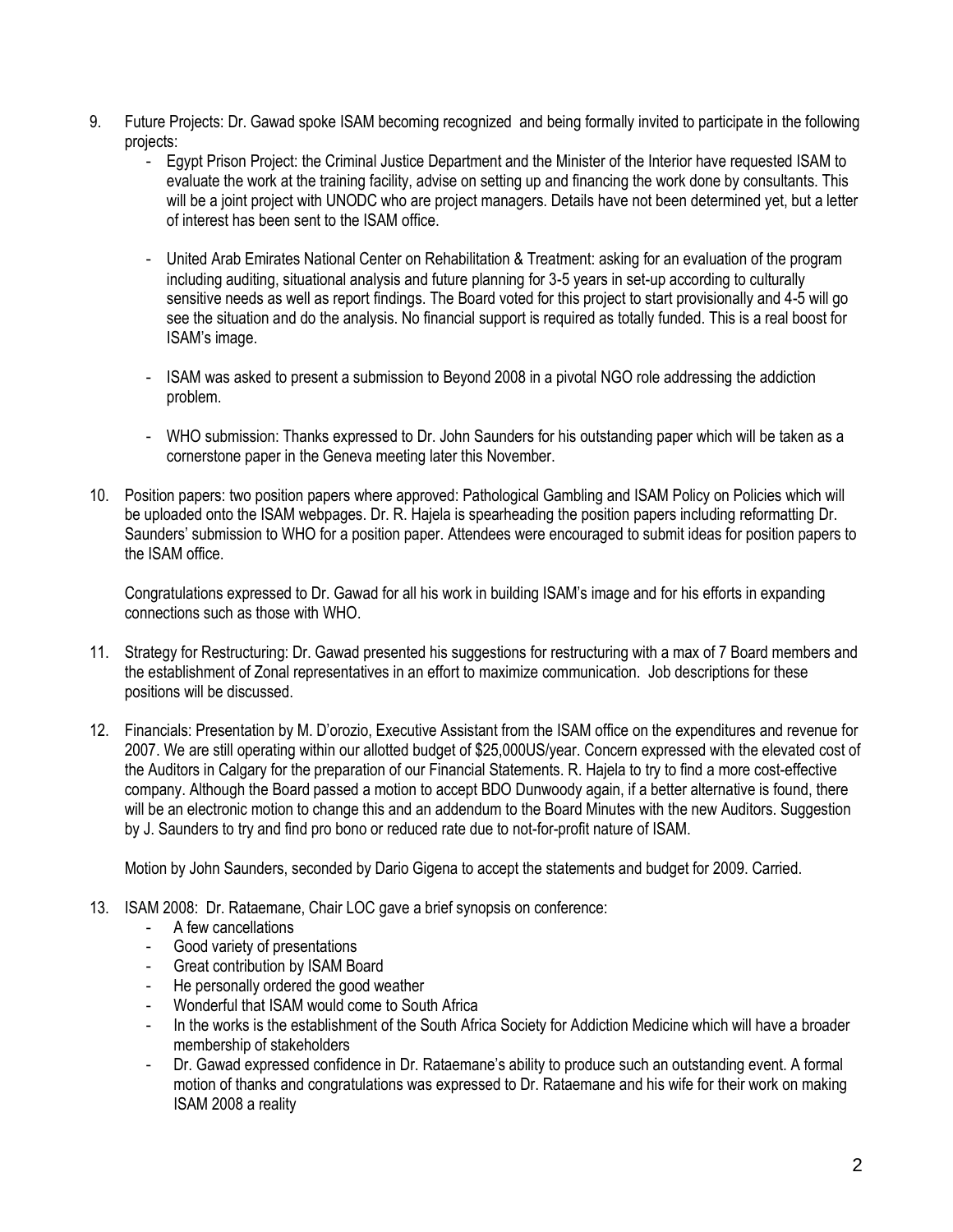9. Future Projects: Dr. Gawad spoke ISAM becoming recognized and being formally invited to participate in the following projects:
   - Egypt Prison Project: the Criminal Justice Department and the Minister of the Interior have requested ISAM to evaluate the work at the training facility, advise on setting up and financing the work done by consultants. This will be a joint project with UNODC who are project managers. Details have not been determined yet, but a letter of interest has been sent to the ISAM office.

   - United Arab Emirates National Center on Rehabilitation & Treatment: asking for an evaluation of the program including auditing, situational analysis and future planning for 3-5 years in set-up according to culturally sensitive needs as well as report findings. The Board voted for this project to start provisionally and 4-5 will go see the situation and do the analysis. No financial support is required as totally funded. This is a real boost for ISAM's image.

   - ISAM was asked to present a submission to Beyond 2008 in a pivotal NGO role addressing the addiction problem.

   - WHO submission: Thanks expressed to Dr. John Saunders for his outstanding paper which will be taken as a cornerstone paper in the Geneva meeting later this November.

10. Position papers: two position papers where approved: Pathological Gambling and ISAM Policy on Policies which will be uploaded onto the ISAM webpages. Dr. R. Hajela is spearheading the position papers including reformatting Dr. Saunders' submission to WHO for a position paper. Attendees were encouraged to submit ideas for position papers to the ISAM office.

    Congratulations expressed to Dr. Gawad for all his work in building ISAM's image and for his efforts in expanding connections such as those with WHO.

11. Strategy for Restructuring: Dr. Gawad presented his suggestions for restructuring with a max of 7 Board members and the establishment of Zonal representatives in an effort to maximize communication. Job descriptions for these positions will be discussed.

12. Financials: Presentation by M. D'orozio, Executive Assistant from the ISAM office on the expenditures and revenue for 2007. We are still operating within our allotted budget of $25,000US/year. Concern expressed with the elevated cost of the Auditors in Calgary for the preparation of our Financial Statements. R. Hajela to try to find a more cost-effective company. Although the Board passed a motion to accept BDO Dunwoody again, if a better alternative is found, there will be an electronic motion to change this and an addendum to the Board Minutes with the new Auditors. Suggestion by J. Saunders to try and find pro bono or reduced rate due to not-for-profit nature of ISAM.

    Motion by John Saunders, seconded by Dario Gigena to accept the statements and budget for 2009. Carried.

13. ISAM 2008: Dr. Rataemane, Chair LOC gave a brief synopsis on conference:
   - A few cancellations
   - Good variety of presentations
   - Great contribution by ISAM Board
   - He personally ordered the good weather
   - Wonderful that ISAM would come to South Africa
   - In the works is the establishment of the South Africa Society for Addiction Medicine which will have a broader membership of stakeholders
   - Dr. Gawad expressed confidence in Dr. Rataemane's ability to produce such an outstanding event. A formal motion of thanks and congratulations was expressed to Dr. Rataemane and his wife for their work on making ISAM 2008 a reality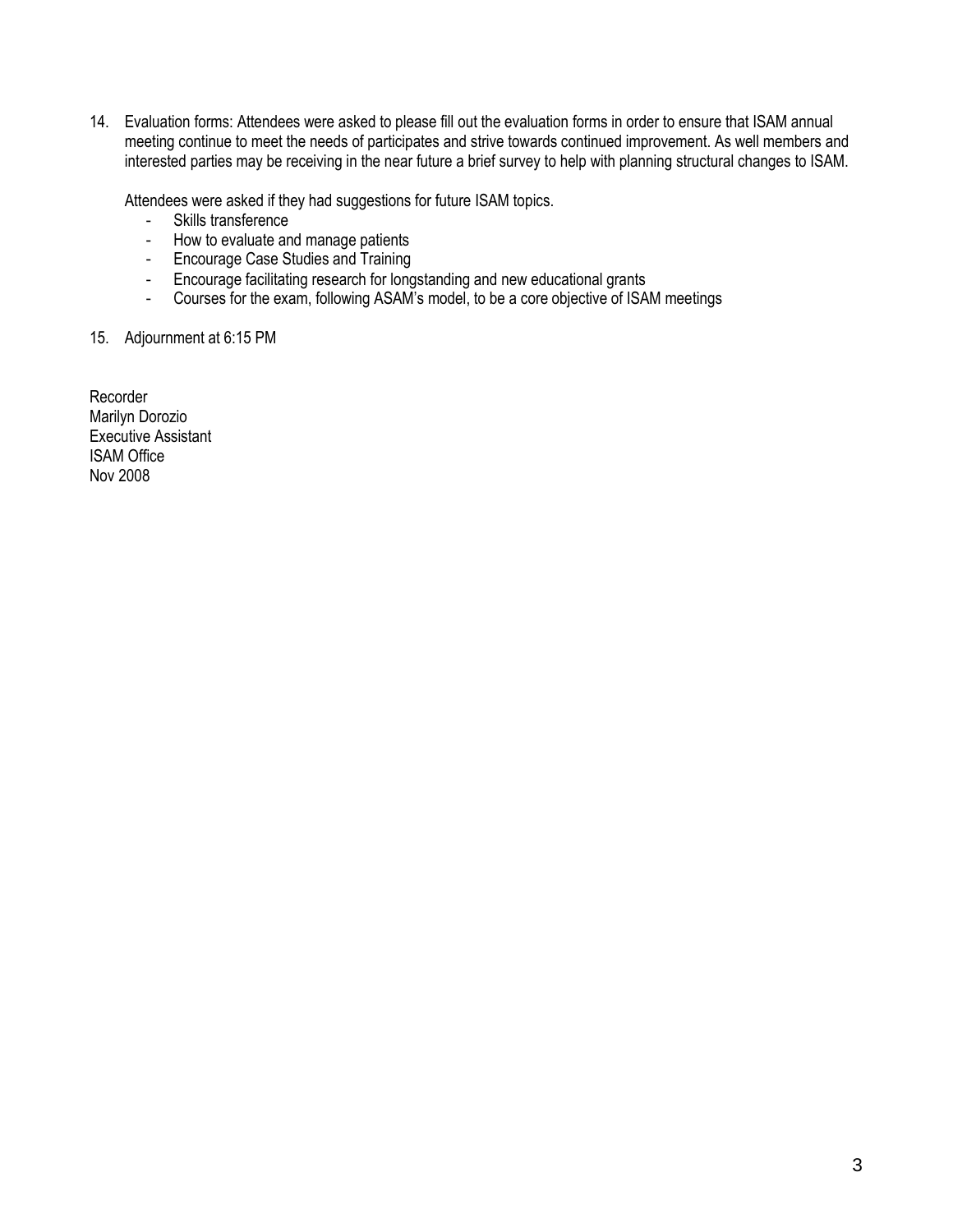14. Evaluation forms: Attendees were asked to please fill out the evaluation forms in order to ensure that ISAM annual meeting continue to meet the needs of participates and strive towards continued improvement. As well members and interested parties may be receiving in the near future a brief survey to help with planning structural changes to ISAM.

    Attendees were asked if they had suggestions for future ISAM topics.

    - Skills transference
    - How to evaluate and manage patients
    - Encourage Case Studies and Training
    - Encourage facilitating research for longstanding and new educational grants
    - Courses for the exam, following ASAM's model, to be a core objective of ISAM meetings

15. Adjournment at 6:15 PM

Recorder
Marilyn Dorozio
Executive Assistant
ISAM Office
Nov 2008